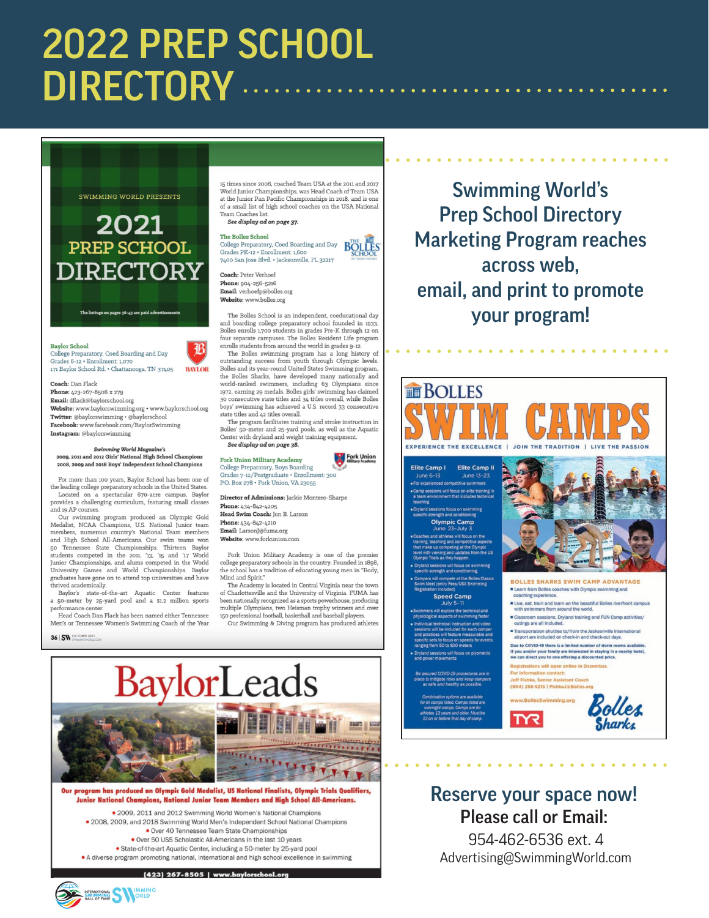# 2022 PREP SCHOOL DIRECTORY

SWIMMING WORLD PRESENTS

## 2021 PREP SCHOOL DIRECTORY

The listings on pages 36-43 are paid advertisements

**Baylor School**
College Preparatory, Coed Boarding and Day
Grades 6-12 • Enrollment: 1,070
171 Baylor School Rd. • Chattanooga, TN 37405

**Coach:** Dan Flack
**Phone:** 423-267-8506 x 279
**Email:** dflack@baylorschool.org
**Website:** www.baylorswimming.org • www.baylorschool.org
**Twitter:** @baylorswimming • @baylorschool
**Facebook:** www.facebook.com/BaylorSwimming
**Instagram:** @baylorswimming

***Swimming World Magazine's***
**2009, 2011 and 2012 Girls' National High School Champions**
**2008, 2009 and 2018 Boys' Independent School Champions**

For more than 100 years, Baylor School has been one of the leading college preparatory schools in the United States.

Located on a spectacular 670-acre campus, Baylor provides a challenging curriculum, featuring small classes and 19 AP courses.

Our swimming program produced an Olympic Gold Medalist, NCAA Champions, U.S. National Junior team members, numerous country's National Team members and High School All-Americans. Our swim teams won 50 Tennessee State Championships. Thirteen Baylor students competed in the 2011, '13, '15 and '17 World Junior Championships, and alums competed in the World University Games and World Championships. Baylor graduates have gone on to attend top universities and have thrived academically.

Baylor's state-of-the-art Aquatic Center features a 50-meter by 25-yard pool and a $1.2 million sports performance center.

Head Coach Dan Flack has been named either Tennessee Men's or Tennessee Women's Swimming Coach of the Year 15 times since 2006, coached Team USA at the 2011 and 2017 World Junior Championships, was Head Coach of Team USA at the Junior Pan Pacific Championships in 2018, and is one of a small list of high school coaches on the USA National Team Coaches list.

***See display ad on page 37.***

**The Bolles School**
College Preparatory, Coed Boarding and Day
Grades PK-12 • Enrollment: 1,600
7400 San Jose Blvd. • Jacksonville, FL 32217

**Coach:** Peter Verhoef
**Phone:** 904-256-5216
**Email:** verhoefp@bolles.org
**Website:** www.bolles.org

The Bolles School is an independent, coeducational day and boarding college preparatory school founded in 1933. Bolles enrolls 1,700 students in grades Pre-K through 12 on four separate campuses. The Bolles Resident Life program enrolls students from around the world in grades 9-12.

The Bolles swimming program has a long history of outstanding success from youth through Olympic levels. Bolles and its year-round United States Swimming program, the Bolles Sharks, have developed many nationally and world-ranked swimmers, including 63 Olympians since 1972, earning 29 medals. Bolles girls' swimming has claimed 30 consecutive state titles and 34 titles overall, while Bolles boys' swimming has achieved a U.S. record 33 consecutive state titles and 42 titles overall.

The program facilitates training and stroke instruction in Bolles' 50-meter and 25-yard pools, as well as the Aquatic Center with dryland and weight training equipment.

***See display ad on page 38.***

**Fork Union Military Academy**
College Preparatory, Boys Boarding
Grades 7-12/Postgraduate • Enrollment: 300
P.O. Box 278 • Fork Union, VA 23055

**Director of Admissions:** Jackie Montero-Sharpe
**Phone:** 434-842-4205
**Head Swim Coach:** Jon B. Larson
**Phone:** 434-842-4210
**Email:** LarsonJ@fuma.org
**Website:** www.forkunion.com

Fork Union Military Academy is one of the premier college preparatory schools in the country. Founded in 1898, the school has a tradition of educating young men in "Body, Mind and Spirit."

The Academy is located in Central Virginia near the town of Charlottesville and the University of Virginia. FUMA has been nationally recognized as a sports powerhouse, producing multiple Olympians, two Heisman trophy winners and over 150 professional football, basketball and baseball players.

Our Swimming & Diving program has produced athletes

---

## BaylorLeads

**Our program has produced an Olympic Gold Medalist, US National Finalists, Olympic Trials Qualifiers, Junior National Champions, National Junior Team Members and High School All-Americans.**

- 2009, 2011 and 2012 Swimming World Women's National Champions
- 2008, 2009, and 2018 Swimming World Men's Independent School National Champions
- Over 40 Tennessee Team State Championships
- Over 50 USS Scholastic All-Americans in the last 10 years
- State-of-the-art Aquatic Center, including a 50-meter by 25-yard pool
- A diverse program promoting national, international and high school excellence in swimming

**(423) 267-8505 | www.baylorschool.org**

---

## BOLLES SWIM CAMPS

EXPERIENCE THE EXCELLENCE | JOIN THE TRADITION | LIVE THE PASSION

**Elite Camp I** June 6-13
**Elite Camp II** June 13-23

- For experienced competitive swimmers
- Camp sessions will focus on elite training in a team environment that includes technical teaching
- Dryland sessions focus on swimming specific strength and conditioning

**Olympic Camp** June 23-July 3

- Coaches and athletes will focus on the training, teaching and competitive aspects that make up competing at the Olympic level with viewing and updates from the US Olympic Trials as they happen.
- Dryland sessions will focus on swimming specific strength and conditioning.
- Campers will compete at the Bolles Classic Swim Meet (entry Fees/USA Swimming Registration included)

**Speed Camp** July 5-11

- Swimmers will explore the technical and physiological aspects of swimming faster
- Individual technical instruction and video sessions will be included for each camper and practices will feature measurable and specific sets to focus on speeds for events ranging from 50 to 800 meters
- Dryland sessions will focus on plyometric and power movements

*Be assured COVID-19 procedures are in place to mitigate risks and keep campers as safe and healthy as possible.*

*Combination options are available for all camps listed. Camps listed are overnight camps. Camps are for athletes 13 years and older. Must be 13 on or before final day of camp.*

**BOLLES SHARKS SWIM CAMP ADVANTAGE**

- Learn from Bolles coaches with Olympic swimming and coaching experience.
- Live, eat, train and learn on the beautiful Bolles riverfront campus with swimmers from around the world.
- Classroom sessions, Dryland training and FUN Camp activities/outings are all included.
- Transportation shuttles to/from the Jacksonville International airport are included on check-in and check-out days.

**Due to COVID-19 there is a limited number of dorm rooms available. If you and/or your family are interested in staying in a nearby hotel, we can direct you to one offering a discounted price.**

**Registrations will open online in December.**
**For information contact:**
**Jeff Pishko, Senior Assistant Coach**
**(904) 256-5215 | PishkoJ@Bolles.org**

www.BollesSwimming.org

---

## Swimming World's Prep School Directory Marketing Program reaches across web, email, and print to promote your program!

## Reserve your space now!

**Please call or Email:**

954-462-6536 ext. 4
Advertising@SwimmingWorld.com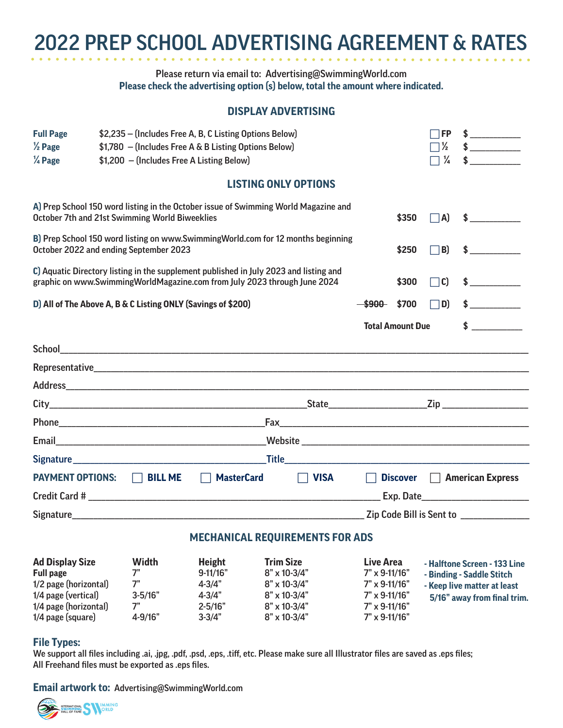# 2022 PREP SCHOOL ADVERTISING AGREEMENT & RATES

Please return via email to: Advertising@SwimmingWorld.com

**Please check the advertising option (s) below, total the amount where indicated.**

## DISPLAY ADVERTISING

| | | | |
|---|---|---|---|
| **Full Page** | $2,235 – (Includes Free A, B, C Listing Options Below) | ☐ FP | $ __________ |
| **½ Page** | $1,780 – (Includes Free A & B Listing Options Below) | ☐ ½ | $ __________ |
| **¼ Page** | $1,200 – (Includes Free A Listing Below) | ☐ ¼ | $ __________ |

## LISTING ONLY OPTIONS

| | | | |
|---|---|---|---|
| **A)** Prep School 150 word listing in the October issue of Swimming World Magazine and October 7th and 21st Swimming World Biweeklies | $350 | ☐ A) | $ __________ |
| **B)** Prep School 150 word listing on www.SwimmingWorld.com for 12 months beginning October 2022 and ending September 2023 | $250 | ☐ B) | $ __________ |
| **C)** Aquatic Directory listing in the supplement published in July 2023 and listing and graphic on www.SwimmingWorldMagazine.com from July 2023 through June 2024 | $300 | ☐ C) | $ __________ |
| **D) All of The Above A, B & C Listing ONLY (Savings of $200)** | ~~$900~~ $700 | ☐ D) | $ __________ |
| | **Total Amount Due** | | $ __________ |

School______________________________________________

Representative______________________________________________

Address______________________________________________

City______________________ State______________ Zip______________

Phone______________________ Fax______________________

Email______________________ Website______________________

Signature______________________ Title______________________

**PAYMENT OPTIONS:** ☐ **BILL ME** ☐ **MasterCard** ☐ **VISA** ☐ **Discover** ☐ **American Express**

Credit Card # ______________________________ Exp. Date______________

Signature______________________________ Zip Code Bill is Sent to ______________

## MECHANICAL REQUIREMENTS FOR ADS

| Ad Display Size | Width | Height | Trim Size | Live Area |
|---|---|---|---|---|
| **Full page** | 7" | 9-11/16" | 8" x 10-3/4" | 7" x 9-11/16" |
| 1/2 page (horizontal) | 7" | 4-3/4" | 8" x 10-3/4" | 7" x 9-11/16" |
| 1/4 page (vertical) | 3-5/16" | 4-3/4" | 8" x 10-3/4" | 7" x 9-11/16" |
| 1/4 page (horizontal) | 7" | 2-5/16" | 8" x 10-3/4" | 7" x 9-11/16" |
| 1/4 page (square) | 4-9/16" | 3-3/4" | 8" x 10-3/4" | 7" x 9-11/16" |

- **Halftone Screen - 133 Line**
- **Binding - Saddle Stitch**
- **Keep live matter at least 5/16" away from final trim.**

### File Types:

We support all files including .ai, .jpg, .pdf, .psd, .eps, .tiff, etc. Please make sure all Illustrator files are saved as .eps files; All Freehand files must be exported as .eps files.

**Email artwork to:** Advertising@SwimmingWorld.com